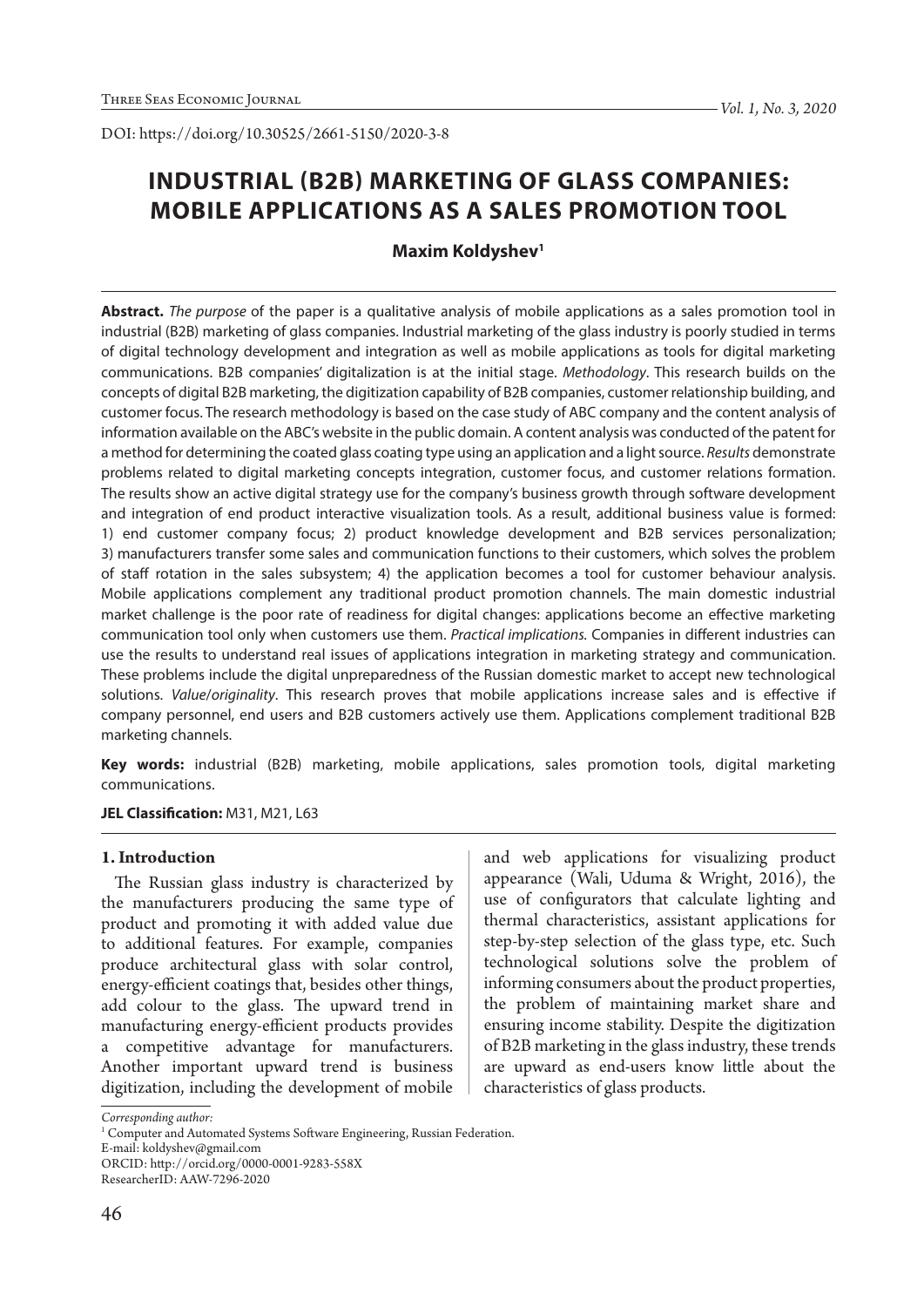DOI: https://doi.org/10.30525/2661-5150/2020-3-8

# INDUSTRIAL (B2B) MARKETING OF GLASS COMPANIES: MOBILE APPLICATIONS AS A SALES PROMOTION TOOL

**Maxim Koldyshev[1]**

**Abstract.** *The purpose* of the paper is a qualitative analysis of mobile applications as a sales promotion tool in industrial (B2B) marketing of glass companies. Industrial marketing of the glass industry is poorly studied in terms of digital technology development and integration as well as mobile applications as tools for digital marketing communications. B2B companies' digitalization is at the initial stage. *Methodology*. This research builds on the concepts of digital B2B marketing, the digitization capability of B2B companies, customer relationship building, and customer focus. The research methodology is based on the case study of ABC company and the content analysis of information available on the ABC's website in the public domain. A content analysis was conducted of the patent for a method for determining the coated glass coating type using an application and a light source. *Results* demonstrate problems related to digital marketing concepts integration, customer focus, and customer relations formation. The results show an active digital strategy use for the company's business growth through software development and integration of end product interactive visualization tools. As a result, additional business value is formed: 1) end customer company focus; 2) product knowledge development and B2B services personalization; 3) manufacturers transfer some sales and communication functions to their customers, which solves the problem of staff rotation in the sales subsystem; 4) the application becomes a tool for customer behaviour analysis. Mobile applications complement any traditional product promotion channels. The main domestic industrial market challenge is the poor rate of readiness for digital changes: applications become an effective marketing communication tool only when customers use them. *Practical implications.* Companies in different industries can use the results to understand real issues of applications integration in marketing strategy and communication. These problems include the digital unpreparedness of the Russian domestic market to accept new technological solutions. *Value/originality*. This research proves that mobile applications increase sales and is effective if company personnel, end users and B2B customers actively use them. Applications complement traditional B2B marketing channels.

**Key words:** industrial (B2B) marketing, mobile applications, sales promotion tools, digital marketing communications.

**JEL Classification:** M31, M21, L63

## 1. Introduction

The Russian glass industry is characterized by the manufacturers producing the same type of product and promoting it with added value due to additional features. For example, companies produce architectural glass with solar control, energy-efficient coatings that, besides other things, add colour to the glass. The upward trend in manufacturing energy-efficient products provides a competitive advantage for manufacturers. Another important upward trend is business digitization, including the development of mobile and web applications for visualizing product appearance (Wali, Uduma & Wright, 2016), the use of configurators that calculate lighting and thermal characteristics, assistant applications for step-by-step selection of the glass type, etc. Such technological solutions solve the problem of informing consumers about the product properties, the problem of maintaining market share and ensuring income stability. Despite the digitization of B2B marketing in the glass industry, these trends are upward as end-users know little about the characteristics of glass products.

*Corresponding author:*
[1] Computer and Automated Systems Software Engineering, Russian Federation.
E-mail: koldyshev@gmail.com
ORCID: http://orcid.org/0000-0001-9283-558X
ResearcherID: AAW-7296-2020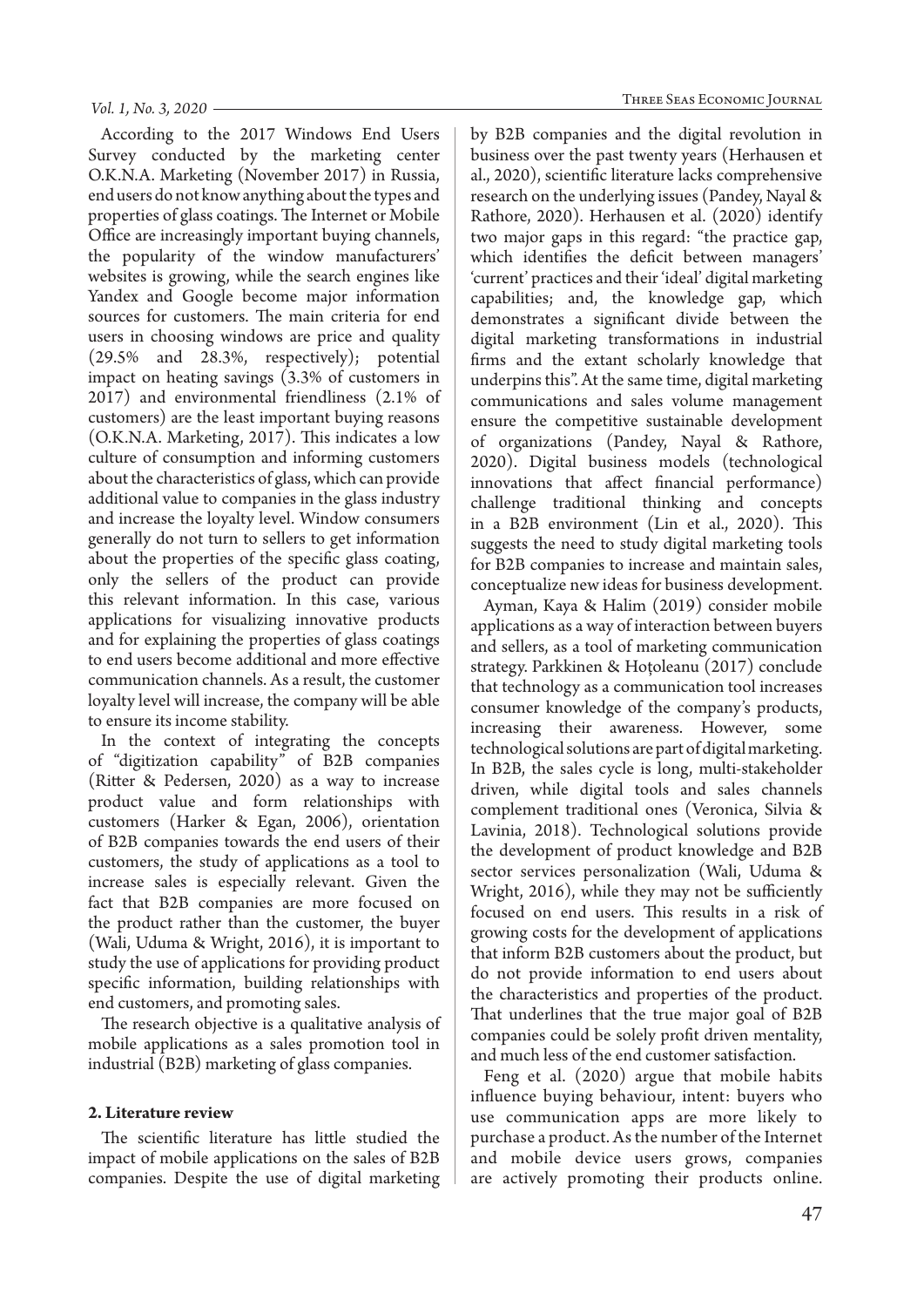According to the 2017 Windows End Users Survey conducted by the marketing center O.K.N.A. Marketing (November 2017) in Russia, end users do not know anything about the types and properties of glass coatings. The Internet or Mobile Office are increasingly important buying channels, the popularity of the window manufacturers' websites is growing, while the search engines like Yandex and Google become major information sources for customers. The main criteria for end users in choosing windows are price and quality (29.5% and 28.3%, respectively); potential impact on heating savings (3.3% of customers in 2017) and environmental friendliness (2.1% of customers) are the least important buying reasons (O.K.N.A. Marketing, 2017). This indicates a low culture of consumption and informing customers about the characteristics of glass, which can provide additional value to companies in the glass industry and increase the loyalty level. Window consumers generally do not turn to sellers to get information about the properties of the specific glass coating, only the sellers of the product can provide this relevant information. In this case, various applications for visualizing innovative products and for explaining the properties of glass coatings to end users become additional and more effective communication channels. As a result, the customer loyalty level will increase, the company will be able to ensure its income stability.

In the context of integrating the concepts of "digitization capability" of B2B companies (Ritter & Pedersen, 2020) as a way to increase product value and form relationships with customers (Harker & Egan, 2006), orientation of B2B companies towards the end users of their customers, the study of applications as a tool to increase sales is especially relevant. Given the fact that B2B companies are more focused on the product rather than the customer, the buyer (Wali, Uduma & Wright, 2016), it is important to study the use of applications for providing product specific information, building relationships with end customers, and promoting sales.

The research objective is a qualitative analysis of mobile applications as a sales promotion tool in industrial (B2B) marketing of glass companies.

## 2. Literature review

The scientific literature has little studied the impact of mobile applications on the sales of B2B companies. Despite the use of digital marketing by B2B companies and the digital revolution in business over the past twenty years (Herhausen et al., 2020), scientific literature lacks comprehensive research on the underlying issues (Pandey, Nayal & Rathore, 2020). Herhausen et al. (2020) identify two major gaps in this regard: "the practice gap, which identifies the deficit between managers' 'current' practices and their 'ideal' digital marketing capabilities; and, the knowledge gap, which demonstrates a significant divide between the digital marketing transformations in industrial firms and the extant scholarly knowledge that underpins this". At the same time, digital marketing communications and sales volume management ensure the competitive sustainable development of organizations (Pandey, Nayal & Rathore, 2020). Digital business models (technological innovations that affect financial performance) challenge traditional thinking and concepts in a B2B environment (Lin et al., 2020). This suggests the need to study digital marketing tools for B2B companies to increase and maintain sales, conceptualize new ideas for business development.

Ayman, Kaya & Halim (2019) consider mobile applications as a way of interaction between buyers and sellers, as a tool of marketing communication strategy. Parkkinen & Hoțoleanu (2017) conclude that technology as a communication tool increases consumer knowledge of the company's products, increasing their awareness. However, some technological solutions are part of digital marketing. In B2B, the sales cycle is long, multi-stakeholder driven, while digital tools and sales channels complement traditional ones (Veronica, Silvia & Lavinia, 2018). Technological solutions provide the development of product knowledge and B2B sector services personalization (Wali, Uduma & Wright, 2016), while they may not be sufficiently focused on end users. This results in a risk of growing costs for the development of applications that inform B2B customers about the product, but do not provide information to end users about the characteristics and properties of the product. That underlines that the true major goal of B2B companies could be solely profit driven mentality, and much less of the end customer satisfaction.

Feng et al. (2020) argue that mobile habits influence buying behaviour, intent: buyers who use communication apps are more likely to purchase a product. As the number of the Internet and mobile device users grows, companies are actively promoting their products online.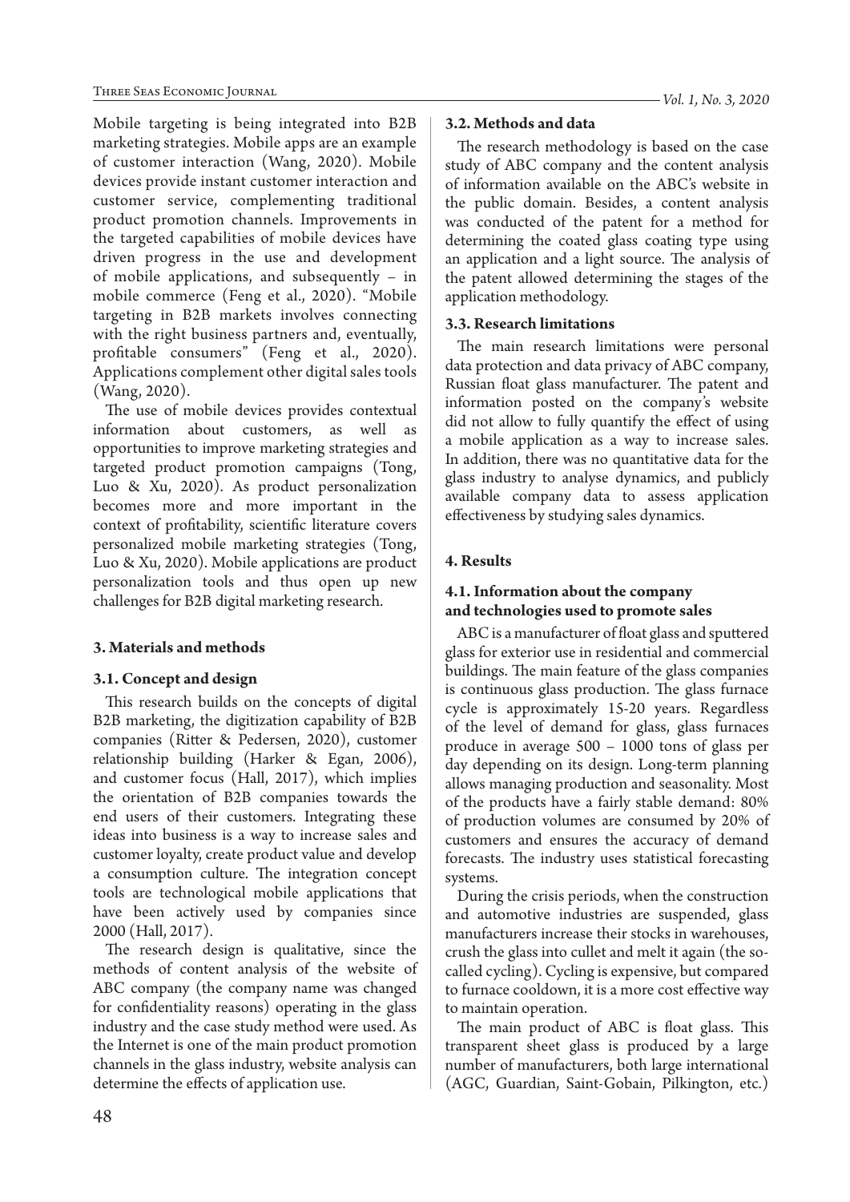Mobile targeting is being integrated into B2B marketing strategies. Mobile apps are an example of customer interaction (Wang, 2020). Mobile devices provide instant customer interaction and customer service, complementing traditional product promotion channels. Improvements in the targeted capabilities of mobile devices have driven progress in the use and development of mobile applications, and subsequently – in mobile commerce (Feng et al., 2020). "Mobile targeting in B2B markets involves connecting with the right business partners and, eventually, profitable consumers" (Feng et al., 2020). Applications complement other digital sales tools (Wang, 2020).

The use of mobile devices provides contextual information about customers, as well as opportunities to improve marketing strategies and targeted product promotion campaigns (Tong, Luo & Xu, 2020). As product personalization becomes more and more important in the context of profitability, scientific literature covers personalized mobile marketing strategies (Tong, Luo & Xu, 2020). Mobile applications are product personalization tools and thus open up new challenges for B2B digital marketing research.

## 3. Materials and methods

### 3.1. Concept and design

This research builds on the concepts of digital B2B marketing, the digitization capability of B2B companies (Ritter & Pedersen, 2020), customer relationship building (Harker & Egan, 2006), and customer focus (Hall, 2017), which implies the orientation of B2B companies towards the end users of their customers. Integrating these ideas into business is a way to increase sales and customer loyalty, create product value and develop a consumption culture. The integration concept tools are technological mobile applications that have been actively used by companies since 2000 (Hall, 2017).

The research design is qualitative, since the methods of content analysis of the website of ABC company (the company name was changed for confidentiality reasons) operating in the glass industry and the case study method were used. As the Internet is one of the main product promotion channels in the glass industry, website analysis can determine the effects of application use.

### 3.2. Methods and data

The research methodology is based on the case study of ABC company and the content analysis of information available on the ABC's website in the public domain. Besides, a content analysis was conducted of the patent for a method for determining the coated glass coating type using an application and a light source. The analysis of the patent allowed determining the stages of the application methodology.

### 3.3. Research limitations

The main research limitations were personal data protection and data privacy of ABC company, Russian float glass manufacturer. The patent and information posted on the company's website did not allow to fully quantify the effect of using a mobile application as a way to increase sales. In addition, there was no quantitative data for the glass industry to analyse dynamics, and publicly available company data to assess application effectiveness by studying sales dynamics.

## 4. Results

### 4.1. Information about the company and technologies used to promote sales

ABC is a manufacturer of float glass and sputtered glass for exterior use in residential and commercial buildings. The main feature of the glass companies is continuous glass production. The glass furnace cycle is approximately 15-20 years. Regardless of the level of demand for glass, glass furnaces produce in average 500 – 1000 tons of glass per day depending on its design. Long-term planning allows managing production and seasonality. Most of the products have a fairly stable demand: 80% of production volumes are consumed by 20% of customers and ensures the accuracy of demand forecasts. The industry uses statistical forecasting systems.

During the crisis periods, when the construction and automotive industries are suspended, glass manufacturers increase their stocks in warehouses, crush the glass into cullet and melt it again (the so-called cycling). Cycling is expensive, but compared to furnace cooldown, it is a more cost effective way to maintain operation.

The main product of ABC is float glass. This transparent sheet glass is produced by a large number of manufacturers, both large international (AGC, Guardian, Saint-Gobain, Pilkington, etc.)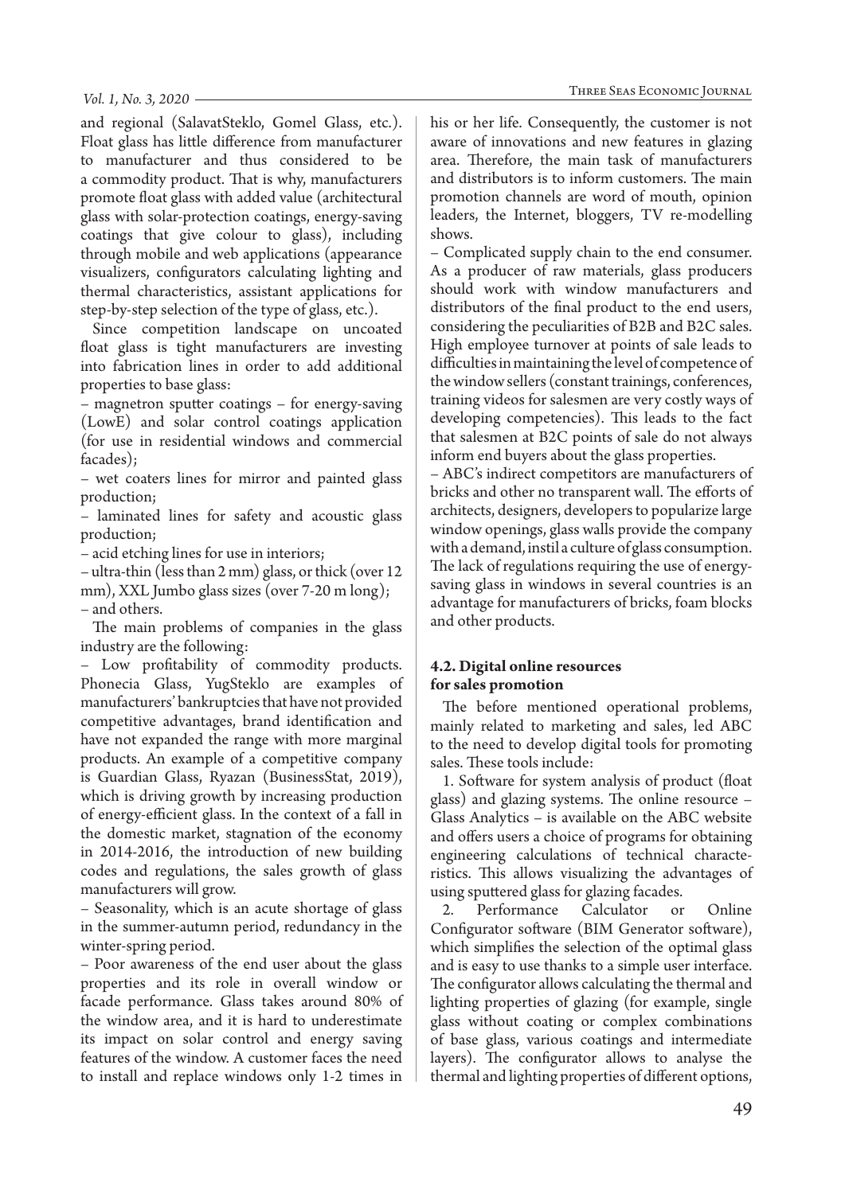and regional (SalavatSteklo, Gomel Glass, etc.). Float glass has little difference from manufacturer to manufacturer and thus considered to be a commodity product. That is why, manufacturers promote float glass with added value (architectural glass with solar-protection coatings, energy-saving coatings that give colour to glass), including through mobile and web applications (appearance visualizers, configurators calculating lighting and thermal characteristics, assistant applications for step-by-step selection of the type of glass, etc.).

Since competition landscape on uncoated float glass is tight manufacturers are investing into fabrication lines in order to add additional properties to base glass:

– magnetron sputter coatings – for energy-saving (LowE) and solar control coatings application (for use in residential windows and commercial facades);

– wet coaters lines for mirror and painted glass production;

– laminated lines for safety and acoustic glass production;

– acid etching lines for use in interiors;

– ultra-thin (less than 2 mm) glass, or thick (over 12 mm), XXL Jumbo glass sizes (over 7-20 m long);

– and others.

The main problems of companies in the glass industry are the following:

– Low profitability of commodity products. Phonecia Glass, YugSteklo are examples of manufacturers' bankruptcies that have not provided competitive advantages, brand identification and have not expanded the range with more marginal products. An example of a competitive company is Guardian Glass, Ryazan (BusinessStat, 2019), which is driving growth by increasing production of energy-efficient glass. In the context of a fall in the domestic market, stagnation of the economy in 2014-2016, the introduction of new building codes and regulations, the sales growth of glass manufacturers will grow.

– Seasonality, which is an acute shortage of glass in the summer-autumn period, redundancy in the winter-spring period.

– Poor awareness of the end user about the glass properties and its role in overall window or facade performance. Glass takes around 80% of the window area, and it is hard to underestimate its impact on solar control and energy saving features of the window. A customer faces the need to install and replace windows only 1-2 times in his or her life. Consequently, the customer is not aware of innovations and new features in glazing area. Therefore, the main task of manufacturers and distributors is to inform customers. The main promotion channels are word of mouth, opinion leaders, the Internet, bloggers, TV re-modelling shows.

– Complicated supply chain to the end consumer. As a producer of raw materials, glass producers should work with window manufacturers and distributors of the final product to the end users, considering the peculiarities of B2B and B2C sales. High employee turnover at points of sale leads to difficulties in maintaining the level of competence of the window sellers (constant trainings, conferences, training videos for salesmen are very costly ways of developing competencies). This leads to the fact that salesmen at B2C points of sale do not always inform end buyers about the glass properties.

– ABC's indirect competitors are manufacturers of bricks and other no transparent wall. The efforts of architects, designers, developers to popularize large window openings, glass walls provide the company with a demand, instil a culture of glass consumption. The lack of regulations requiring the use of energy-saving glass in windows in several countries is an advantage for manufacturers of bricks, foam blocks and other products.

### 4.2. Digital online resources for sales promotion

The before mentioned operational problems, mainly related to marketing and sales, led ABC to the need to develop digital tools for promoting sales. These tools include:

1. Software for system analysis of product (float glass) and glazing systems. The online resource – Glass Analytics – is available on the ABC website and offers users a choice of programs for obtaining engineering calculations of technical characteristics. This allows visualizing the advantages of using sputtered glass for glazing facades.

2. Performance Calculator or Online Configurator software (BIM Generator software), which simplifies the selection of the optimal glass and is easy to use thanks to a simple user interface. The configurator allows calculating the thermal and lighting properties of glazing (for example, single glass without coating or complex combinations of base glass, various coatings and intermediate layers). The configurator allows to analyse the thermal and lighting properties of different options,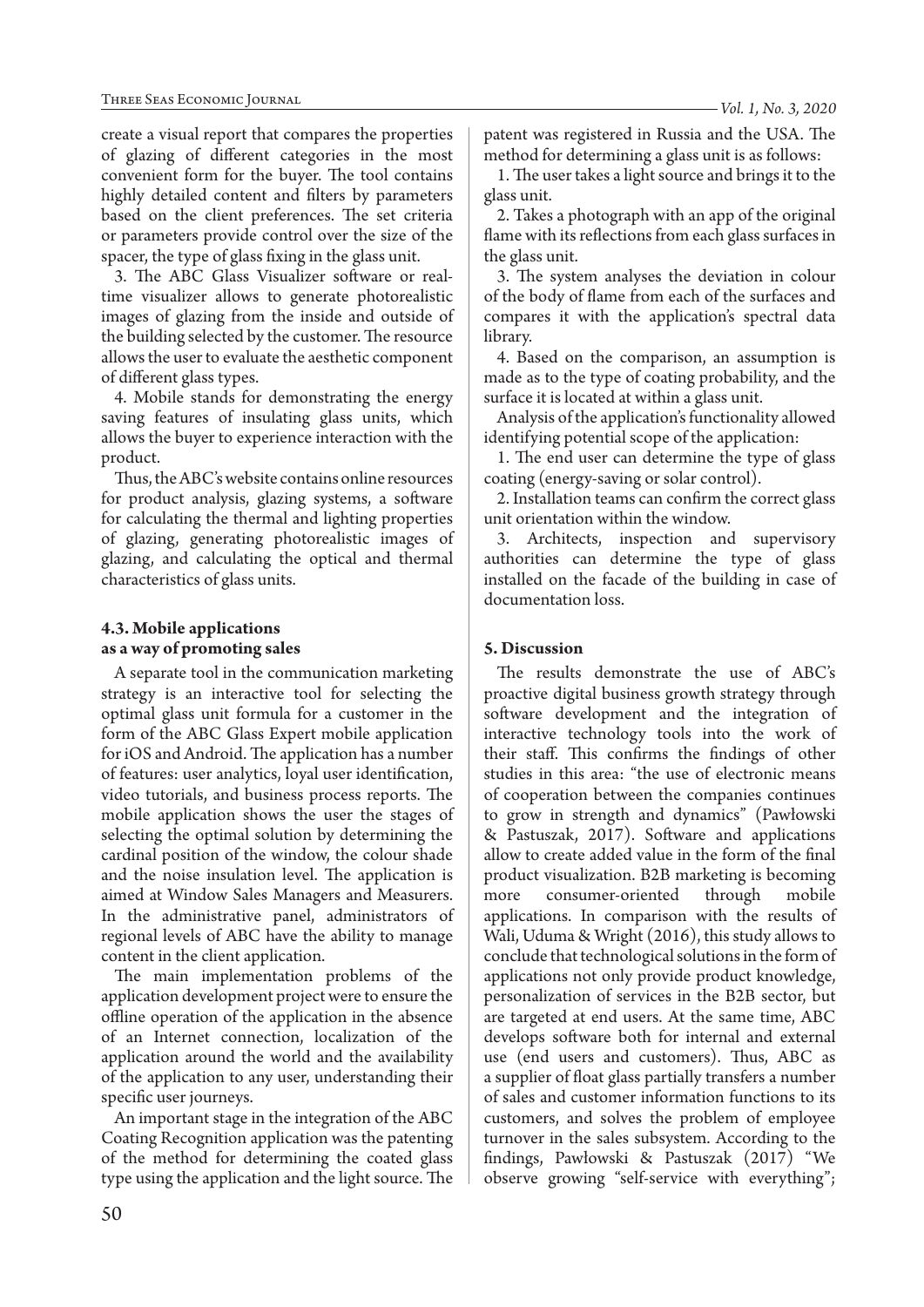create a visual report that compares the properties of glazing of different categories in the most convenient form for the buyer. The tool contains highly detailed content and filters by parameters based on the client preferences. The set criteria or parameters provide control over the size of the spacer, the type of glass fixing in the glass unit.

3. The ABC Glass Visualizer software or real-time visualizer allows to generate photorealistic images of glazing from the inside and outside of the building selected by the customer. The resource allows the user to evaluate the aesthetic component of different glass types.

4. Mobile stands for demonstrating the energy saving features of insulating glass units, which allows the buyer to experience interaction with the product.

Thus, the ABC's website contains online resources for product analysis, glazing systems, a software for calculating the thermal and lighting properties of glazing, generating photorealistic images of glazing, and calculating the optical and thermal characteristics of glass units.

### 4.3. Mobile applications as a way of promoting sales

A separate tool in the communication marketing strategy is an interactive tool for selecting the optimal glass unit formula for a customer in the form of the ABC Glass Expert mobile application for iOS and Android. The application has a number of features: user analytics, loyal user identification, video tutorials, and business process reports. The mobile application shows the user the stages of selecting the optimal solution by determining the cardinal position of the window, the colour shade and the noise insulation level. The application is aimed at Window Sales Managers and Measurers. In the administrative panel, administrators of regional levels of ABC have the ability to manage content in the client application.

The main implementation problems of the application development project were to ensure the offline operation of the application in the absence of an Internet connection, localization of the application around the world and the availability of the application to any user, understanding their specific user journeys.

An important stage in the integration of the ABC Coating Recognition application was the patenting of the method for determining the coated glass type using the application and the light source. The patent was registered in Russia and the USA. The method for determining a glass unit is as follows:

1. The user takes a light source and brings it to the glass unit.

2. Takes a photograph with an app of the original flame with its reflections from each glass surfaces in the glass unit.

3. The system analyses the deviation in colour of the body of flame from each of the surfaces and compares it with the application's spectral data library.

4. Based on the comparison, an assumption is made as to the type of coating probability, and the surface it is located at within a glass unit.

Analysis of the application's functionality allowed identifying potential scope of the application:

1. The end user can determine the type of glass coating (energy-saving or solar control).

2. Installation teams can confirm the correct glass unit orientation within the window.

3. Architects, inspection and supervisory authorities can determine the type of glass installed on the facade of the building in case of documentation loss.

## 5. Discussion

The results demonstrate the use of ABC's proactive digital business growth strategy through software development and the integration of interactive technology tools into the work of their staff. This confirms the findings of other studies in this area: "the use of electronic means of cooperation between the companies continues to grow in strength and dynamics" (Pawłowski & Pastuszak, 2017). Software and applications allow to create added value in the form of the final product visualization. B2B marketing is becoming more consumer-oriented through mobile applications. In comparison with the results of Wali, Uduma & Wright (2016), this study allows to conclude that technological solutions in the form of applications not only provide product knowledge, personalization of services in the B2B sector, but are targeted at end users. At the same time, ABC develops software both for internal and external use (end users and customers). Thus, ABC as a supplier of float glass partially transfers a number of sales and customer information functions to its customers, and solves the problem of employee turnover in the sales subsystem. According to the findings, Pawłowski & Pastuszak (2017) "We observe growing "self-service with everything";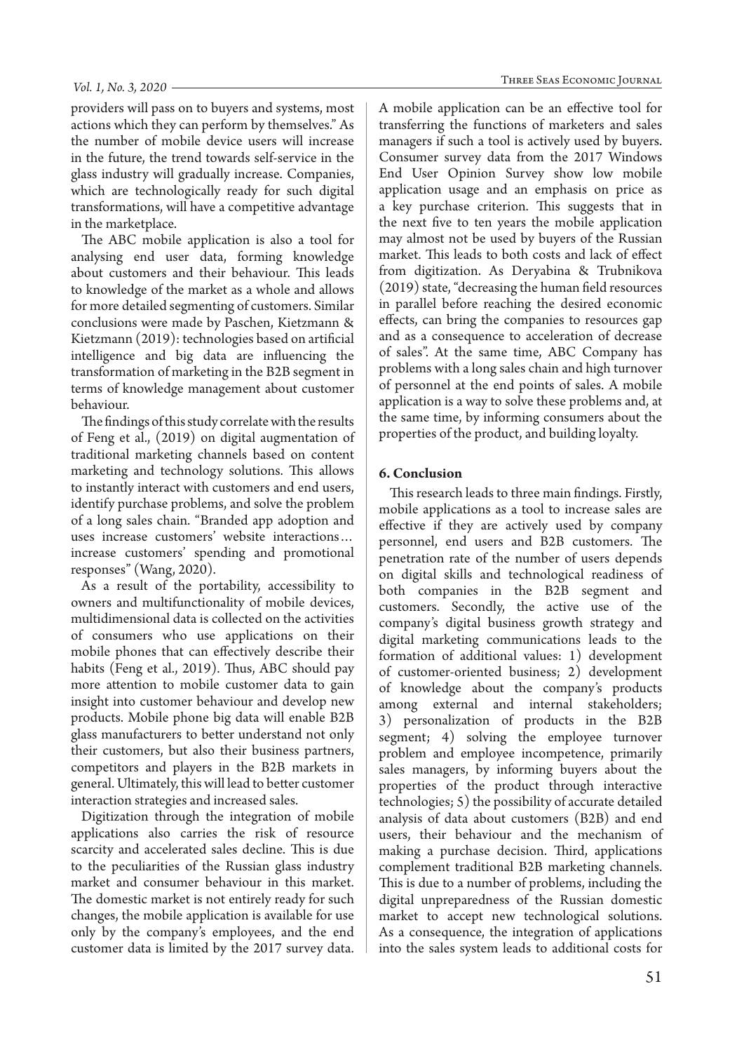providers will pass on to buyers and systems, most actions which they can perform by themselves." As the number of mobile device users will increase in the future, the trend towards self-service in the glass industry will gradually increase. Companies, which are technologically ready for such digital transformations, will have a competitive advantage in the marketplace.

The ABC mobile application is also a tool for analysing end user data, forming knowledge about customers and their behaviour. This leads to knowledge of the market as a whole and allows for more detailed segmenting of customers. Similar conclusions were made by Paschen, Kietzmann & Kietzmann (2019): technologies based on artificial intelligence and big data are influencing the transformation of marketing in the B2B segment in terms of knowledge management about customer behaviour.

The findings of this study correlate with the results of Feng et al., (2019) on digital augmentation of traditional marketing channels based on content marketing and technology solutions. This allows to instantly interact with customers and end users, identify purchase problems, and solve the problem of a long sales chain. "Branded app adoption and uses increase customers' website interactions… increase customers' spending and promotional responses" (Wang, 2020).

As a result of the portability, accessibility to owners and multifunctionality of mobile devices, multidimensional data is collected on the activities of consumers who use applications on their mobile phones that can effectively describe their habits (Feng et al., 2019). Thus, ABC should pay more attention to mobile customer data to gain insight into customer behaviour and develop new products. Mobile phone big data will enable B2B glass manufacturers to better understand not only their customers, but also their business partners, competitors and players in the B2B markets in general. Ultimately, this will lead to better customer interaction strategies and increased sales.

Digitization through the integration of mobile applications also carries the risk of resource scarcity and accelerated sales decline. This is due to the peculiarities of the Russian glass industry market and consumer behaviour in this market. The domestic market is not entirely ready for such changes, the mobile application is available for use only by the company's employees, and the end customer data is limited by the 2017 survey data. A mobile application can be an effective tool for transferring the functions of marketers and sales managers if such a tool is actively used by buyers. Consumer survey data from the 2017 Windows End User Opinion Survey show low mobile application usage and an emphasis on price as a key purchase criterion. This suggests that in the next five to ten years the mobile application may almost not be used by buyers of the Russian market. This leads to both costs and lack of effect from digitization. As Deryabina & Trubnikova (2019) state, "decreasing the human field resources in parallel before reaching the desired economic effects, can bring the companies to resources gap and as a consequence to acceleration of decrease of sales". At the same time, ABC Company has problems with a long sales chain and high turnover of personnel at the end points of sales. A mobile application is a way to solve these problems and, at the same time, by informing consumers about the properties of the product, and building loyalty.

## 6. Conclusion

This research leads to three main findings. Firstly, mobile applications as a tool to increase sales are effective if they are actively used by company personnel, end users and B2B customers. The penetration rate of the number of users depends on digital skills and technological readiness of both companies in the B2B segment and customers. Secondly, the active use of the company's digital business growth strategy and digital marketing communications leads to the formation of additional values: 1) development of customer-oriented business; 2) development of knowledge about the company's products among external and internal stakeholders; 3) personalization of products in the B2B segment; 4) solving the employee turnover problem and employee incompetence, primarily sales managers, by informing buyers about the properties of the product through interactive technologies; 5) the possibility of accurate detailed analysis of data about customers (B2B) and end users, their behaviour and the mechanism of making a purchase decision. Third, applications complement traditional B2B marketing channels. This is due to a number of problems, including the digital unpreparedness of the Russian domestic market to accept new technological solutions. As a consequence, the integration of applications into the sales system leads to additional costs for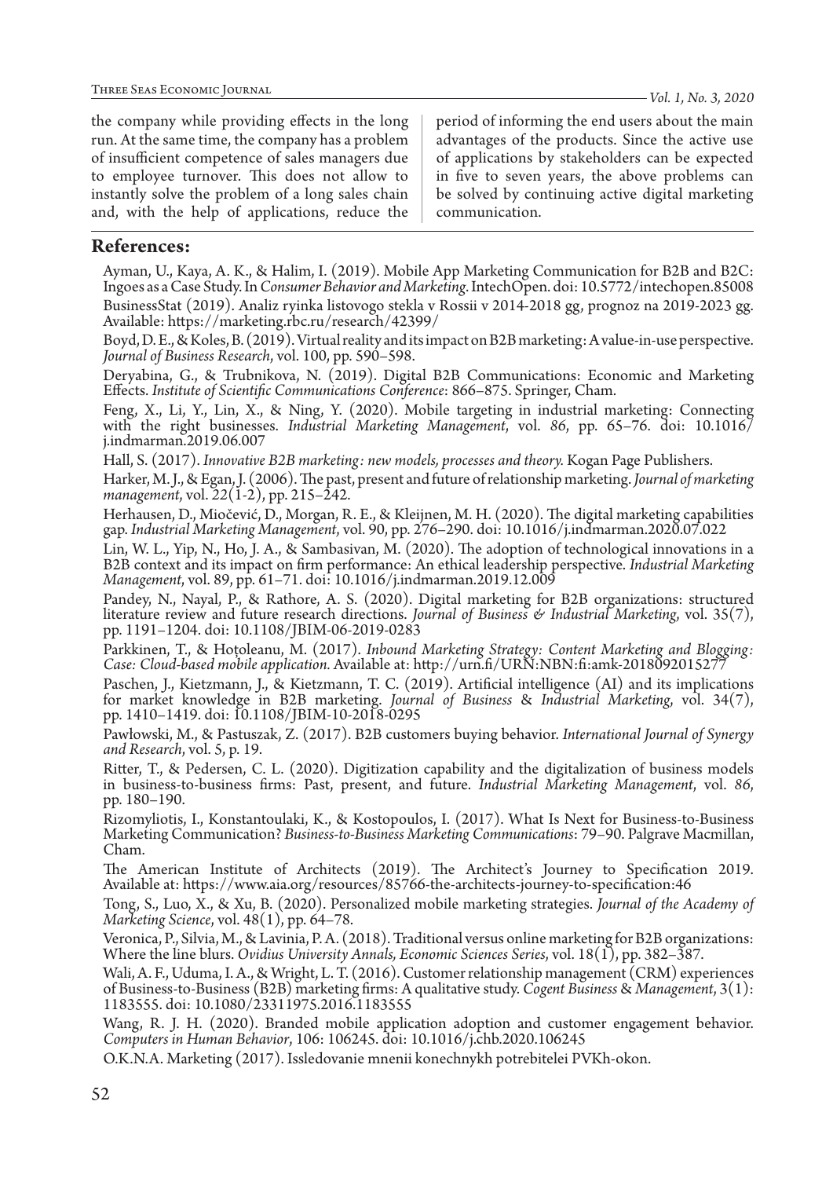the company while providing effects in the long run. At the same time, the company has a problem of insufficient competence of sales managers due to employee turnover. This does not allow to instantly solve the problem of a long sales chain and, with the help of applications, reduce the period of informing the end users about the main advantages of the products. Since the active use of applications by stakeholders can be expected in five to seven years, the above problems can be solved by continuing active digital marketing communication.

## References:

Ayman, U., Kaya, A. K., & Halim, I. (2019). Mobile App Marketing Communication for B2B and B2C: Ingoes as a Case Study. In *Consumer Behavior and Marketing*. IntechOpen. doi: 10.5772/intechopen.85008

BusinessStat (2019). Analiz ryinka listovogo stekla v Rossii v 2014-2018 gg, prognoz na 2019-2023 gg. Available: https://marketing.rbc.ru/research/42399/

Boyd, D. E., & Koles, B. (2019). Virtual reality and its impact on B2B marketing: A value-in-use perspective. *Journal of Business Research*, vol. 100, pp. 590–598.

Deryabina, G., & Trubnikova, N. (2019). Digital B2B Communications: Economic and Marketing Effects. *Institute of Scientific Communications Conference*: 866–875. Springer, Cham.

Feng, X., Li, Y., Lin, X., & Ning, Y. (2020). Mobile targeting in industrial marketing: Connecting with the right businesses. *Industrial Marketing Management*, vol. *86*, pp. 65–76. doi: 10.1016/j.indmarman.2019.06.007

Hall, S. (2017). *Innovative B2B marketing: new models, processes and theory.* Kogan Page Publishers.

Harker, M. J., & Egan, J. (2006). The past, present and future of relationship marketing. *Journal of marketing management*, vol. 22(1-2), pp. 215–242.

Herhausen, D., Miočević, D., Morgan, R. E., & Kleijnen, M. H. (2020). The digital marketing capabilities gap. *Industrial Marketing Management*, vol. 90, pp. 276–290. doi: 10.1016/j.indmarman.2020.07.022

Lin, W. L., Yip, N., Ho, J. A., & Sambasivan, M. (2020). The adoption of technological innovations in a B2B context and its impact on firm performance: An ethical leadership perspective. *Industrial Marketing Management*, vol. 89, pp. 61–71. doi: 10.1016/j.indmarman.2019.12.009

Pandey, N., Nayal, P., & Rathore, A. S. (2020). Digital marketing for B2B organizations: structured literature review and future research directions. *Journal of Business & Industrial Marketing*, vol. 35(7), pp. 1191–1204. doi: 10.1108/JBIM-06-2019-0283

Parkkinen, T., & Hoţoleanu, M. (2017). *Inbound Marketing Strategy: Content Marketing and Blogging: Case: Cloud-based mobile application.* Available at: http://urn.fi/URN:NBN:fi:amk-2018092015277

Paschen, J., Kietzmann, J., & Kietzmann, T. C. (2019). Artificial intelligence (AI) and its implications for market knowledge in B2B marketing. *Journal of Business* & *Industrial Marketing*, vol. 34(7), pp. 1410–1419. doi: 10.1108/JBIM-10-2018-0295

Pawłowski, M., & Pastuszak, Z. (2017). B2B customers buying behavior. *International Journal of Synergy and Research*, vol. 5, p. 19.

Ritter, T., & Pedersen, C. L. (2020). Digitization capability and the digitalization of business models in business-to-business firms: Past, present, and future. *Industrial Marketing Management*, vol. *86*, pp. 180–190.

Rizomyliotis, I., Konstantoulaki, K., & Kostopoulos, I. (2017). What Is Next for Business-to-Business Marketing Communication? *Business-to-Business Marketing Communications*: 79–90. Palgrave Macmillan, Cham.

The American Institute of Architects (2019). The Architect's Journey to Specification 2019. Available at: https://www.aia.org/resources/85766-the-architects-journey-to-specification:46

Tong, S., Luo, X., & Xu, B. (2020). Personalized mobile marketing strategies. *Journal of the Academy of Marketing Science*, vol. 48(1), pp. 64–78.

Veronica, P., Silvia, M., & Lavinia, P. A. (2018). Traditional versus online marketing for B2B organizations: Where the line blurs. *Ovidius University Annals, Economic Sciences Series*, vol. 18(1), pp. 382–387.

Wali, A. F., Uduma, I. A., & Wright, L. T. (2016). Customer relationship management (CRM) experiences of Business-to-Business (B2B) marketing firms: A qualitative study. *Cogent Business* & *Management*, 3(1): 1183555. doi: 10.1080/23311975.2016.1183555

Wang, R. J. H. (2020). Branded mobile application adoption and customer engagement behavior. *Computers in Human Behavior*, 106: 106245. doi: 10.1016/j.chb.2020.106245

O.K.N.A. Marketing (2017). Issledovanie mnenii konechnykh potrebitelei PVKh-okon.